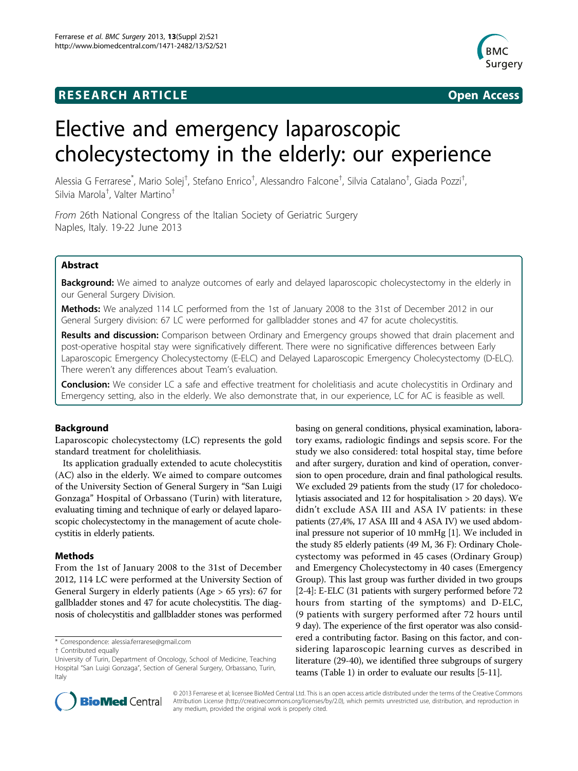**RESEARCH ARTICLE** **Open Access**

# Elective and emergency laparoscopic cholecystectomy in the elderly: our experience

Alessia G Ferrarese[*], Mario Solej[†], Stefano Enrico[†], Alessandro Falcone[†], Silvia Catalano[†], Giada Pozzi[†], Silvia Marola[†], Valter Martino[†]

*From* 26th National Congress of the Italian Society of Geriatric Surgery
Naples, Italy. 19-22 June 2013

## Abstract

**Background:** We aimed to analyze outcomes of early and delayed laparoscopic cholecystectomy in the elderly in our General Surgery Division.

**Methods:** We analyzed 114 LC performed from the 1st of January 2008 to the 31st of December 2012 in our General Surgery division: 67 LC were performed for gallbladder stones and 47 for acute cholecystitis.

**Results and discussion:** Comparison between Ordinary and Emergency groups showed that drain placement and post-operative hospital stay were significatively different. There were no significative differences between Early Laparoscopic Emergency Cholecystectomy (E-ELC) and Delayed Laparoscopic Emergency Cholecystectomy (D-ELC). There weren't any differences about Team's evaluation.

**Conclusion:** We consider LC a safe and effective treatment for cholelitiasis and acute cholecystitis in Ordinary and Emergency setting, also in the elderly. We also demonstrate that, in our experience, LC for AC is feasible as well.

## Background

Laparoscopic cholecystectomy (LC) represents the gold standard treatment for cholelithiasis.

Its application gradually extended to acute cholecystitis (AC) also in the elderly. We aimed to compare outcomes of the University Section of General Surgery in "San Luigi Gonzaga" Hospital of Orbassano (Turin) with literature, evaluating timing and technique of early or delayed laparoscopic cholecystectomy in the management of acute cholecystitis in elderly patients.

## Methods

From the 1st of January 2008 to the 31st of December 2012, 114 LC were performed at the University Section of General Surgery in elderly patients (Age > 65 yrs): 67 for gallbladder stones and 47 for acute cholecystitis. The diagnosis of cholecystitis and gallbladder stones was performed basing on general conditions, physical examination, laboratory exams, radiologic findings and sepsis score. For the study we also considered: total hospital stay, time before and after surgery, duration and kind of operation, conversion to open procedure, drain and final pathological results. We excluded 29 patients from the study (17 for choledocolytiasis associated and 12 for hospitalisation > 20 days). We didn't exclude ASA III and ASA IV patients: in these patients (27,4%, 17 ASA III and 4 ASA IV) we used abdominal pressure not superior of 10 mmHg [1]. We included in the study 85 elderly patients (49 M, 36 F): Ordinary Cholecystectomy was peformed in 45 cases (Ordinary Group) and Emergency Cholecystectomy in 40 cases (Emergency Group). This last group was further divided in two groups [2-4]: E-ELC (31 patients with surgery performed before 72 hours from starting of the symptoms) and D-ELC, (9 patients with surgery performed after 72 hours until 9 day). The experience of the first operator was also considered a contributing factor. Basing on this factor, and considering laparoscopic learning curves as described in literature (29-40), we identified three subgroups of surgery teams (Table 1) in order to evaluate our results [5-11].

\* Correspondence: alessia.ferrarese@gmail.com
† Contributed equally
University of Turin, Department of Oncology, School of Medicine, Teaching Hospital "San Luigi Gonzaga", Section of General Surgery, Orbassano, Turin, Italy

© 2013 Ferrarese et al; licensee BioMed Central Ltd. This is an open access article distributed under the terms of the Creative Commons Attribution License (http://creativecommons.org/licenses/by/2.0), which permits unrestricted use, distribution, and reproduction in any medium, provided the original work is properly cited.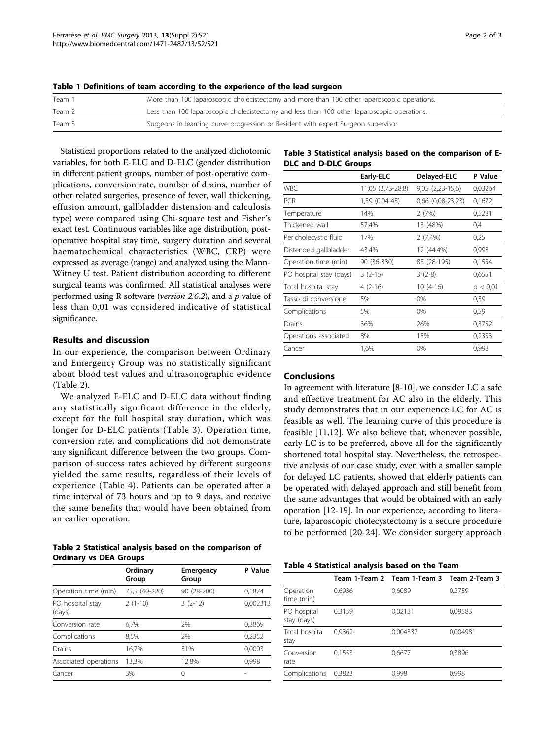**Table 1 Definitions of team according to the experience of the lead surgeon**

| | |
|---|---|
| Team 1 | More than 100 laparoscopic cholecistectomy and more than 100 other laparoscopic operations. |
| Team 2 | Less than 100 laparoscopic cholecistectomy and less than 100 other laparoscopic operations. |
| Team 3 | Surgeons in learning curve progression or Resident with expert Surgeon supervisor |

Statistical proportions related to the analyzed dichotomic variables, for both E-ELC and D-ELC (gender distribution in different patient groups, number of post-operative complications, conversion rate, number of drains, number of other related surgeries, presence of fever, wall thickening, effusion amount, gallbladder distension and calculosis type) were compared using Chi-square test and Fisher's exact test. Continuous variables like age distribution, post-operative hospital stay time, surgery duration and several haematochemical characteristics (WBC, CRP) were expressed as average (range) and analyzed using the Mann-Witney U test. Patient distribution according to different surgical teams was confirmed. All statistical analyses were performed using R software (*version 2.6.2*), and a *p* value of less than 0.01 was considered indicative of statistical significance.

## Results and discussion

In our experience, the comparison between Ordinary and Emergency Group was no statistically significant about blood test values and ultrasonographic evidence (Table 2).

We analyzed E-ELC and D-ELC data without finding any statistically significant difference in the elderly, except for the full hospital stay duration, which was longer for D-ELC patients (Table 3). Operation time, conversion rate, and complications did not demonstrate any significant difference between the two groups. Comparison of success rates achieved by different surgeons yielded the same results, regardless of their levels of experience (Table 4). Patients can be operated after a time interval of 73 hours and up to 9 days, and receive the same benefits that would have been obtained from an earlier operation.

**Table 2 Statistical analysis based on the comparison of Ordinary vs DEA Groups**

| | Ordinary Group | Emergency Group | P Value |
|---|---|---|---|
| Operation time (min) | 75,5 (40-220) | 90 (28-200) | 0,1874 |
| PO hospital stay (days) | 2 (1-10) | 3 (2-12) | 0,002313 |
| Conversion rate | 6,7% | 2% | 0,3869 |
| Complications | 8,5% | 2% | 0,2352 |
| Drains | 16,7% | 51% | 0,0003 |
| Associated operations | 13,3% | 12,8% | 0,998 |
| Cancer | 3% | 0 | - |

**Table 3 Statistical analysis based on the comparison of E-DLC and D-DLC Groups**

| | Early-ELC | Delayed-ELC | P Value |
|---|---|---|---|
| WBC | 11,05 (3,73-28,8) | 9,05 (2,23-15,6) | 0,03264 |
| PCR | 1,39 (0,04-45) | 0,66 (0,08-23,23) | 0,1672 |
| Temperature | 14% | 2 (7%) | 0,5281 |
| Thickened wall | 57.4% | 13 (48%) | 0,4 |
| Pericholecystic fluid | 17% | 2 (7.4%) | 0,25 |
| Distended gallbladder | 43.4% | 12 (44.4%) | 0,998 |
| Operation time (min) | 90 (36-330) | 85 (28-195) | 0,1554 |
| PO hospital stay (days) | 3 (2-15) | 3 (2-8) | 0,6551 |
| Total hospital stay | 4 (2-16) | 10 (4-16) | p < 0,01 |
| Tasso di conversione | 5% | 0% | 0,59 |
| Complications | 5% | 0% | 0,59 |
| Drains | 36% | 26% | 0,3752 |
| Operations associated | 8% | 15% | 0,2353 |
| Cancer | 1,6% | 0% | 0,998 |

## Conclusions

In agreement with literature [8-10], we consider LC a safe and effective treatment for AC also in the elderly. This study demonstrates that in our experience LC for AC is feasible as well. The learning curve of this procedure is feasible [11,12]. We also believe that, whenever possible, early LC is to be preferred, above all for the significantly shortened total hospital stay. Nevertheless, the retrospective analysis of our case study, even with a smaller sample for delayed LC patients, showed that elderly patients can be operated with delayed approach and still benefit from the same advantages that would be obtained with an early operation [12-19]. In our experience, according to literature, laparoscopic cholecystectomy is a secure procedure to be performed [20-24]. We consider surgery approach

**Table 4 Statistical analysis based on the Team**

| | Team 1-Team 2 | Team 1-Team 3 | Team 2-Team 3 |
|---|---|---|---|
| Operation time (min) | 0,6936 | 0,6089 | 0,2759 |
| PO hospital stay (days) | 0,3159 | 0,02131 | 0,09583 |
| Total hospital stay | 0,9362 | 0,004337 | 0,004981 |
| Conversion rate | 0,1553 | 0,6677 | 0,3896 |
| Complications | 0,3823 | 0,998 | 0,998 |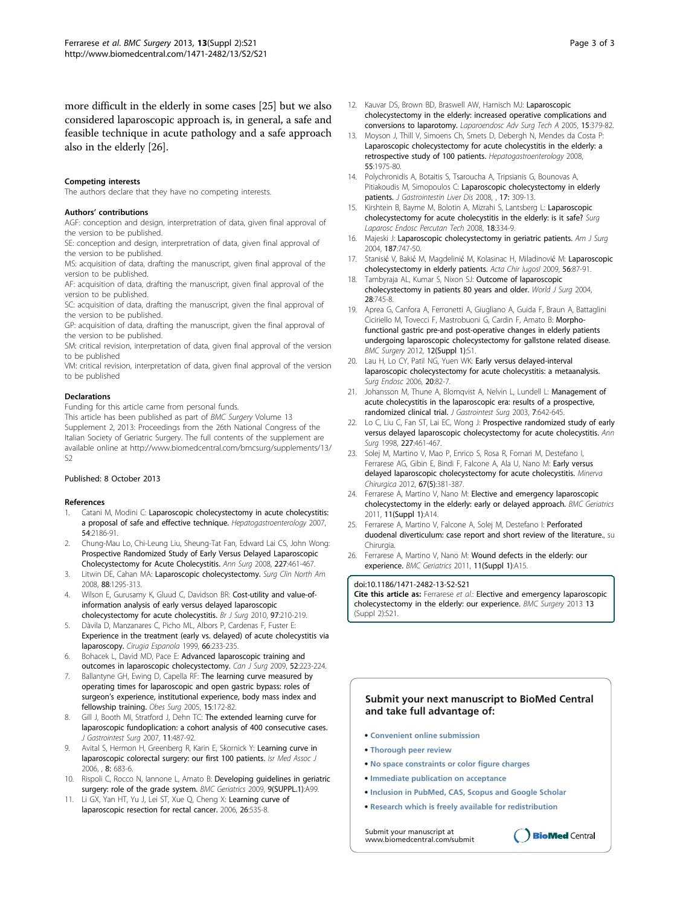more difficult in the elderly in some cases [25] but we also considered laparoscopic approach is, in general, a safe and feasible technique in acute pathology and a safe approach also in the elderly [26].

### Competing interests

The authors declare that they have no competing interests.

### Authors' contributions

AGF: conception and design, interpretation of data, given final approval of the version to be published.

SE: conception and design, interpretation of data, given final approval of the version to be published.

MS: acquisition of data, drafting the manuscript, given final approval of the version to be published.

AF: acquisition of data, drafting the manuscript, given final approval of the version to be published.

SC: acquisition of data, drafting the manuscript, given the final approval of the version to be published.

GP: acquisition of data, drafting the manuscript, given the final approval of the version to be published.

SM: critical revision, interpretation of data, given final approval of the version to be published

VM: critical revision, interpretation of data, given final approval of the version to be published

### Declarations

Funding for this article came from personal funds.

This article has been published as part of *BMC Surgery* Volume 13 Supplement 2, 2013: Proceedings from the 26th National Congress of the Italian Society of Geriatric Surgery. The full contents of the supplement are available online at http://www.biomedcentral.com/bmcsurg/supplements/13/S2

Published: 8 October 2013

### References

1. Catani M, Modini C: **Laparoscopic cholecystectomy in acute cholecystitis: a proposal of safe and effective technique.** *Hepatogastroenterology* 2007, **54**:2186-91.
2. Chung-Mau Lo, Chi-Leung Liu, Sheung-Tat Fan, Edward Lai CS, John Wong: **Prospective Randomized Study of Early Versus Delayed Laparoscopic Cholecystectomy for Acute Cholecystitis.** *Ann Surg* 2008, **227**:461-467.
3. Litwin DE, Cahan MA: **Laparoscopic cholecystectomy.** *Surg Clin North Am* 2008, **88**:1295-313.
4. Wilson E, Gurusamy K, Gluud C, Davidson BR: **Cost-utility and value-of-information analysis of early versus delayed laparoscopic cholecystectomy for acute cholecystitis.** *Br J Surg* 2010, **97**:210-219.
5. Dàvila D, Manzanares C, Picho ML, Albors P, Cardenas F, Fuster E: **Experience in the treatment (early vs. delayed) of acute cholecystitis via laparoscopy.** *Cirugia Espanola* 1999, **66**:233-235.
6. Bohacek L, David MD, Pace E: **Advanced laparoscopic training and outcomes in laparoscopic cholecystectomy.** *Can J Surg* 2009, **52**:223-224.
7. Ballantyne GH, Ewing D, Capella RF: **The learning curve measured by operating times for laparoscopic and open gastric bypass: roles of surgeon's experience, institutional experience, body mass index and fellowship training.** *Obes Surg* 2005, **15**:172-82.
8. Gill J, Booth MI, Stratford J, Dehn TC: **The extended learning curve for laparoscopic fundoplication: a cohort analysis of 400 consecutive cases.** *J Gastrointest Surg* 2007, **11**:487-92.
9. Avital S, Hermon H, Greenberg R, Karin E, Skornick Y: **Learning curve in laparoscopic colorectal surgery: our first 100 patients.** *Isr Med Assoc J* 2006, , **8**: 683-6.
10. Rispoli C, Rocco N, Iannone L, Amato B: **Developing guidelines in geriatric surgery: role of the grade system.** *BMC Geriatrics* 2009, **9(SUPPL.1)**:A99.
11. Li GX, Yan HT, Yu J, Lei ST, Xue Q, Cheng X: **Learning curve of laparoscopic resection for rectal cancer.** 2006, **26**:535-8.
12. Kauvar DS, Brown BD, Braswell AW, Harnisch MJ: **Laparoscopic cholecystectomy in the elderly: increased operative complications and conversions to laparotomy.** *Laparoendosc Adv Surg Tech A* 2005, **15**:379-82.
13. Moyson J, Thill V, Simoens Ch, Smets D, Debergh N, Mendes da Costa P: **Laparoscopic cholecystectomy for acute cholecystitis in the elderly: a retrospective study of 100 patients.** *Hepatogastroenterology* 2008, **55**:1975-80.
14. Polychronidis A, Botaitis S, Tsaroucha A, Tripsianis G, Bounovas A, Pitiakoudis M, Simopoulos C: **Laparoscopic cholecystectomy in elderly patients.** *J Gastrointestin Liver Dis* 2008, , **17**: 309-13.
15. Kirshtein B, Bayme M, Bolotin A, Mizrahi S, Lantsberg L: **Laparoscopic cholecystectomy for acute cholecystitis in the elderly: is it safe?** *Surg Laparosc Endosc Percutan Tech* 2008, **18**:334-9.
16. Majeski J: **Laparoscopic cholecystectomy in geriatric patients.** *Am J Surg* 2004, **187**:747-50.
17. Stanisić V, Bakić M, Magdelinić M, Kolasinac H, Miladinović M: **Laparoscopic cholecystectomy in elderly patients.** *Acta Chir Iugosl* 2009, **56**:87-91.
18. Tambyraja AL, Kumar S, Nixon SJ: **Outcome of laparoscopic cholecystectomy in patients 80 years and older.** *World J Surg* 2004, **28**:745-8.
19. Aprea G, Canfora A, Ferronetti A, Giugliano A, Guida F, Braun A, Battaglini Ciciriello M, Tovecci F, Mastrobuoni G, Cardin F, Amato B: **Morpho-functional gastric pre-and post-operative changes in elderly patients undergoing laparoscopic cholecystectomy for gallstone related disease.** *BMC Surgery* 2012, **12(Suppl 1)**:S1.
20. Lau H, Lo CY, Patil NG, Yuen WK: **Early versus delayed-interval laparoscopic cholecystectomy for acute cholecystitis: a metaanalysis.** *Surg Endosc* 2006, **20**:82-7.
21. Johansson M, Thune A, Blomqvist A, Nelvin L, Lundell L: **Management of acute cholecystitis in the laparoscopic era: results of a prospective, randomized clinical trial.** *J Gastrointest Surg* 2003, **7**:642-645.
22. Lo C, Liu C, Fan ST, Lai EC, Wong J: **Prospective randomized study of early versus delayed laparoscopic cholecystectomy for acute cholecystitis.** *Ann Surg* 1998, **227**:461-467.
23. Solej M, Martino V, Mao P, Enrico S, Rosa R, Fornari M, Destefano I, Ferrarese AG, Gibin E, Bindi F, Falcone A, Ala U, Nano M: **Early versus delayed laparoscopic cholecystectomy for acute cholecystitis.** *Minerva Chirurgica* 2012, **67(5)**:381-387.
24. Ferrarese A, Martino V, Nano M: **Elective and emergency laparoscopic cholecystectomy in the elderly: early or delayed approach.** *BMC Geriatrics* 2011, **11(Suppl 1)**:A14.
25. Ferrarese A, Martino V, Falcone A, Solej M, Destefano I: **Perforated duodenal diverticulum: case report and short review of the literature.**, su Chirurgia.
26. Ferrarese A, Martino V, Nano M: **Wound defects in the elderly: our experience.** *BMC Geriatrics* 2011, **11(Suppl 1)**:A15.

doi:10.1186/1471-2482-13-S2-S21

**Cite this article as:** Ferrarese *et al.*: Elective and emergency laparoscopic cholecystectomy in the elderly: our experience. *BMC Surgery* 2013 **13** (Suppl 2):S21.